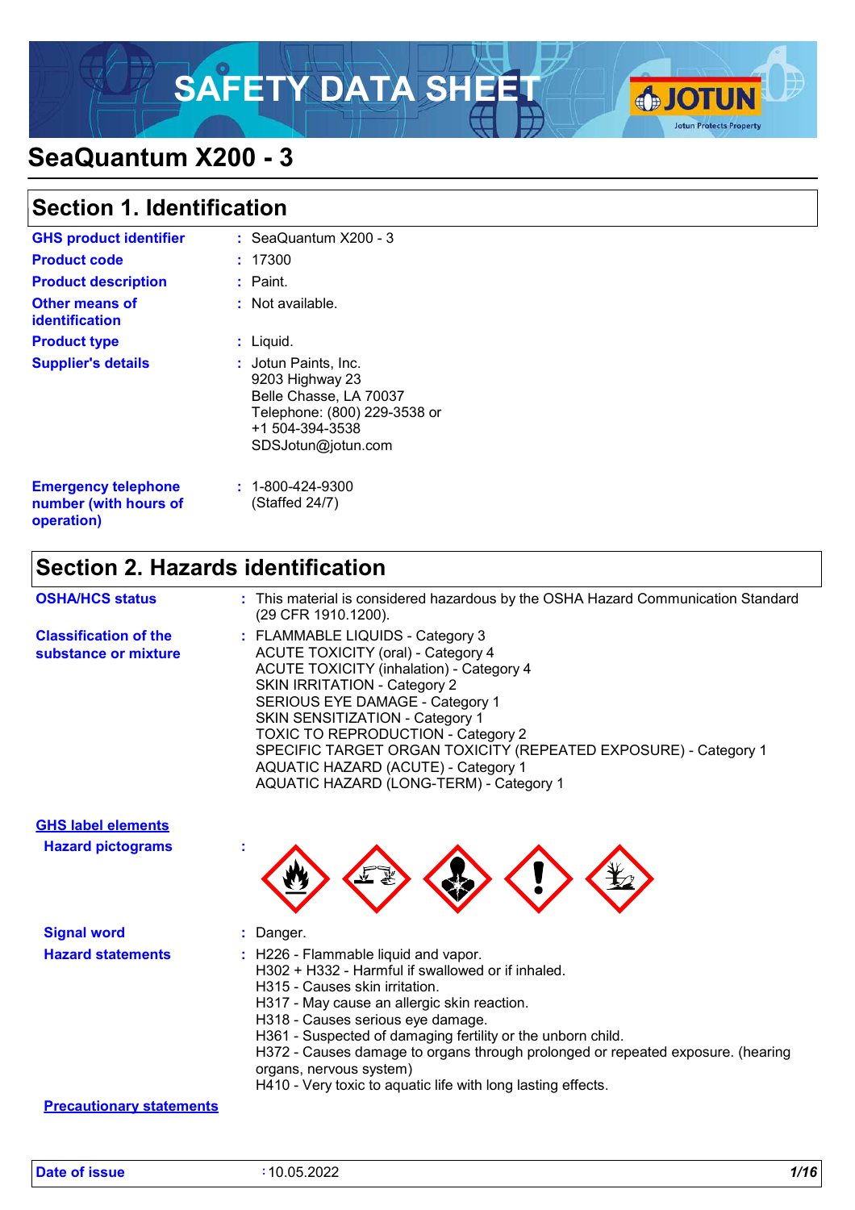# SAFETY DATA SHEET

# SeaQuantum X200 - 3

## Section 1. Identification

| | |
|---|---|
| **GHS product identifier** | : SeaQuantum X200 - 3 |
| **Product code** | : 17300 |
| **Product description** | : Paint. |
| **Other means of identification** | : Not available. |
| **Product type** | : Liquid. |
| **Supplier's details** | : Jotun Paints, Inc.<br>9203 Highway 23<br>Belle Chasse, LA 70037<br>Telephone: (800) 229-3538 or<br>+1 504-394-3538<br>SDSJotun@jotun.com |
| **Emergency telephone number (with hours of operation)** | : 1-800-424-9300<br>(Staffed 24/7) |

## Section 2. Hazards identification

**OSHA/HCS status** : This material is considered hazardous by the OSHA Hazard Communication Standard (29 CFR 1910.1200).

**Classification of the substance or mixture** :
FLAMMABLE LIQUIDS - Category 3
ACUTE TOXICITY (oral) - Category 4
ACUTE TOXICITY (inhalation) - Category 4
SKIN IRRITATION - Category 2
SERIOUS EYE DAMAGE - Category 1
SKIN SENSITIZATION - Category 1
TOXIC TO REPRODUCTION - Category 2
SPECIFIC TARGET ORGAN TOXICITY (REPEATED EXPOSURE) - Category 1
AQUATIC HAZARD (ACUTE) - Category 1
AQUATIC HAZARD (LONG-TERM) - Category 1

**GHS label elements**

**Hazard pictograms** :

**Signal word** : Danger.

**Hazard statements** :
H226 - Flammable liquid and vapor.
H302 + H332 - Harmful if swallowed or if inhaled.
H315 - Causes skin irritation.
H317 - May cause an allergic skin reaction.
H318 - Causes serious eye damage.
H361 - Suspected of damaging fertility or the unborn child.
H372 - Causes damage to organs through prolonged or repeated exposure. (hearing organs, nervous system)
H410 - Very toxic to aquatic life with long lasting effects.

**Precautionary statements**

**Date of issue** : 10.05.2022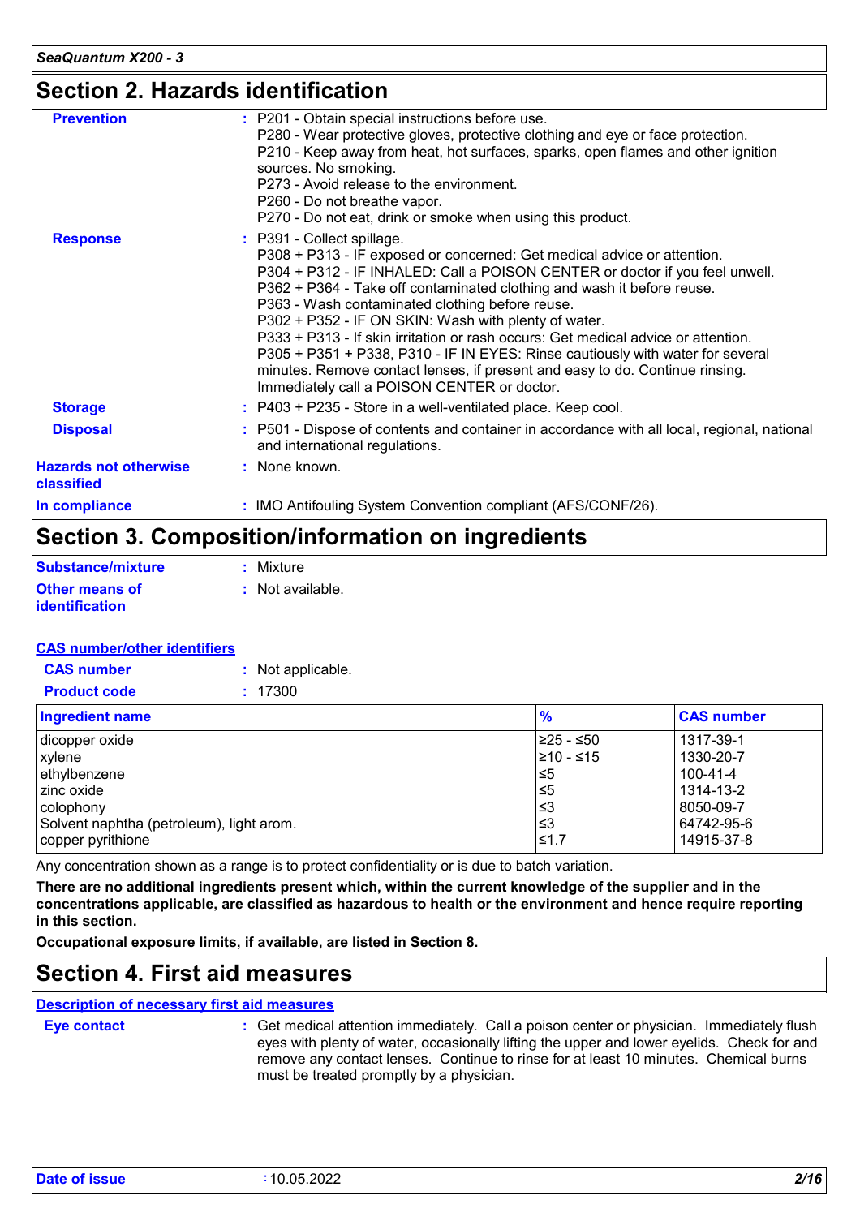## Section 2. Hazards identification

**Prevention** : P201 - Obtain special instructions before use.
P280 - Wear protective gloves, protective clothing and eye or face protection.
P210 - Keep away from heat, hot surfaces, sparks, open flames and other ignition sources. No smoking.
P273 - Avoid release to the environment.
P260 - Do not breathe vapor.
P270 - Do not eat, drink or smoke when using this product.

**Response** : P391 - Collect spillage.
P308 + P313 - IF exposed or concerned: Get medical advice or attention.
P304 + P312 - IF INHALED: Call a POISON CENTER or doctor if you feel unwell.
P362 + P364 - Take off contaminated clothing and wash it before reuse.
P363 - Wash contaminated clothing before reuse.
P302 + P352 - IF ON SKIN: Wash with plenty of water.
P333 + P313 - If skin irritation or rash occurs: Get medical advice or attention.
P305 + P351 + P338, P310 - IF IN EYES: Rinse cautiously with water for several minutes. Remove contact lenses, if present and easy to do. Continue rinsing. Immediately call a POISON CENTER or doctor.

**Storage** : P403 + P235 - Store in a well-ventilated place. Keep cool.

**Disposal** : P501 - Dispose of contents and container in accordance with all local, regional, national and international regulations.

**Hazards not otherwise classified** : None known.

**In compliance** : IMO Antifouling System Convention compliant (AFS/CONF/26).

## Section 3. Composition/information on ingredients

**Substance/mixture** : Mixture

**Other means of identification** : Not available.

**CAS number/other identifiers**

**CAS number** : Not applicable.

**Product code** : 17300

| Ingredient name | % | CAS number |
|---|---|---|
| dicopper oxide | ≥25 - ≤50 | 1317-39-1 |
| xylene | ≥10 - ≤15 | 1330-20-7 |
| ethylbenzene | ≤5 | 100-41-4 |
| zinc oxide | ≤5 | 1314-13-2 |
| colophony | ≤3 | 8050-09-7 |
| Solvent naphtha (petroleum), light arom. | ≤3 | 64742-95-6 |
| copper pyrithione | ≤1.7 | 14915-37-8 |

Any concentration shown as a range is to protect confidentiality or is due to batch variation.

**There are no additional ingredients present which, within the current knowledge of the supplier and in the concentrations applicable, are classified as hazardous to health or the environment and hence require reporting in this section.**

**Occupational exposure limits, if available, are listed in Section 8.**

## Section 4. First aid measures

**Description of necessary first aid measures**

**Eye contact** : Get medical attention immediately. Call a poison center or physician. Immediately flush eyes with plenty of water, occasionally lifting the upper and lower eyelids. Check for and remove any contact lenses. Continue to rinse for at least 10 minutes. Chemical burns must be treated promptly by a physician.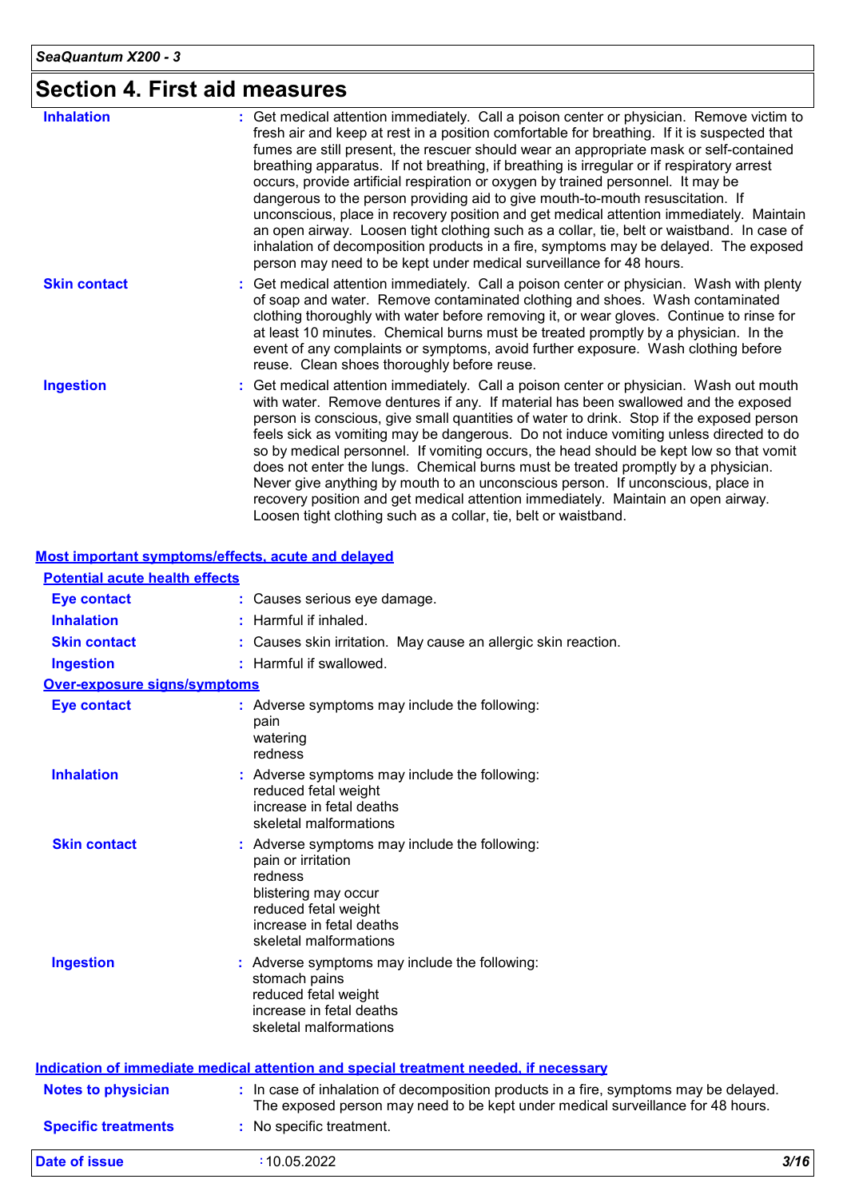# Section 4. First aid measures

**Inhalation** : Get medical attention immediately. Call a poison center or physician. Remove victim to fresh air and keep at rest in a position comfortable for breathing. If it is suspected that fumes are still present, the rescuer should wear an appropriate mask or self-contained breathing apparatus. If not breathing, if breathing is irregular or if respiratory arrest occurs, provide artificial respiration or oxygen by trained personnel. It may be dangerous to the person providing aid to give mouth-to-mouth resuscitation. If unconscious, place in recovery position and get medical attention immediately. Maintain an open airway. Loosen tight clothing such as a collar, tie, belt or waistband. In case of inhalation of decomposition products in a fire, symptoms may be delayed. The exposed person may need to be kept under medical surveillance for 48 hours.

**Skin contact** : Get medical attention immediately. Call a poison center or physician. Wash with plenty of soap and water. Remove contaminated clothing and shoes. Wash contaminated clothing thoroughly with water before removing it, or wear gloves. Continue to rinse for at least 10 minutes. Chemical burns must be treated promptly by a physician. In the event of any complaints or symptoms, avoid further exposure. Wash clothing before reuse. Clean shoes thoroughly before reuse.

**Ingestion** : Get medical attention immediately. Call a poison center or physician. Wash out mouth with water. Remove dentures if any. If material has been swallowed and the exposed person is conscious, give small quantities of water to drink. Stop if the exposed person feels sick as vomiting may be dangerous. Do not induce vomiting unless directed to do so by medical personnel. If vomiting occurs, the head should be kept low so that vomit does not enter the lungs. Chemical burns must be treated promptly by a physician. Never give anything by mouth to an unconscious person. If unconscious, place in recovery position and get medical attention immediately. Maintain an open airway. Loosen tight clothing such as a collar, tie, belt or waistband.

## Most important symptoms/effects, acute and delayed

### Potential acute health effects

**Eye contact** : Causes serious eye damage.

**Inhalation** : Harmful if inhaled.

**Skin contact** : Causes skin irritation. May cause an allergic skin reaction.

**Ingestion** : Harmful if swallowed.

### Over-exposure signs/symptoms

**Eye contact** : Adverse symptoms may include the following:
pain
watering
redness

**Inhalation** : Adverse symptoms may include the following:
reduced fetal weight
increase in fetal deaths
skeletal malformations

**Skin contact** : Adverse symptoms may include the following:
pain or irritation
redness
blistering may occur
reduced fetal weight
increase in fetal deaths
skeletal malformations

**Ingestion** : Adverse symptoms may include the following:
stomach pains
reduced fetal weight
increase in fetal deaths
skeletal malformations

## Indication of immediate medical attention and special treatment needed, if necessary

**Notes to physician** : In case of inhalation of decomposition products in a fire, symptoms may be delayed. The exposed person may need to be kept under medical surveillance for 48 hours.

**Specific treatments** : No specific treatment.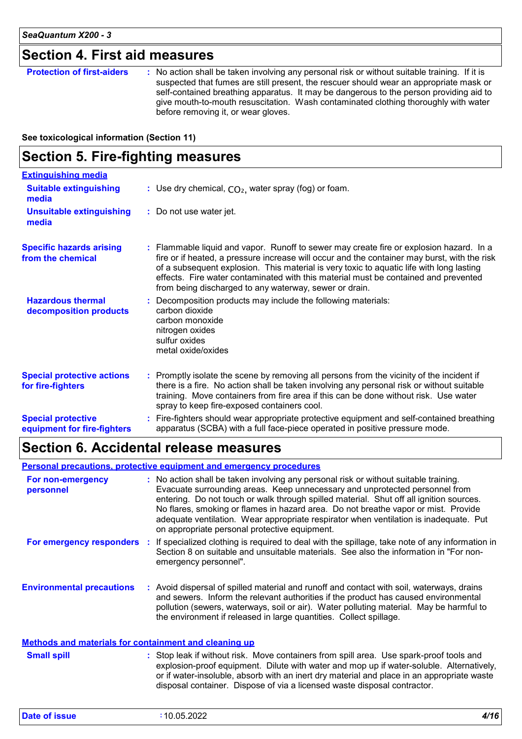## Section 4. First aid measures

**Protection of first-aiders** : No action shall be taken involving any personal risk or without suitable training. If it is suspected that fumes are still present, the rescuer should wear an appropriate mask or self-contained breathing apparatus. It may be dangerous to the person providing aid to give mouth-to-mouth resuscitation. Wash contaminated clothing thoroughly with water before removing it, or wear gloves.

**See toxicological information (Section 11)**

## Section 5. Fire-fighting measures

**Extinguishing media**

**Suitable extinguishing media** : Use dry chemical, $CO_2$, water spray (fog) or foam.

**Unsuitable extinguishing media** : Do not use water jet.

**Specific hazards arising from the chemical** : Flammable liquid and vapor. Runoff to sewer may create fire or explosion hazard. In a fire or if heated, a pressure increase will occur and the container may burst, with the risk of a subsequent explosion. This material is very toxic to aquatic life with long lasting effects. Fire water contaminated with this material must be contained and prevented from being discharged to any waterway, sewer or drain.

**Hazardous thermal decomposition products** : Decomposition products may include the following materials:
carbon dioxide
carbon monoxide
nitrogen oxides
sulfur oxides
metal oxide/oxides

**Special protective actions for fire-fighters** : Promptly isolate the scene by removing all persons from the vicinity of the incident if there is a fire. No action shall be taken involving any personal risk or without suitable training. Move containers from fire area if this can be done without risk. Use water spray to keep fire-exposed containers cool.

**Special protective equipment for fire-fighters** : Fire-fighters should wear appropriate protective equipment and self-contained breathing apparatus (SCBA) with a full face-piece operated in positive pressure mode.

## Section 6. Accidental release measures

**Personal precautions, protective equipment and emergency procedures**

**For non-emergency personnel** : No action shall be taken involving any personal risk or without suitable training. Evacuate surrounding areas. Keep unnecessary and unprotected personnel from entering. Do not touch or walk through spilled material. Shut off all ignition sources. No flares, smoking or flames in hazard area. Do not breathe vapor or mist. Provide adequate ventilation. Wear appropriate respirator when ventilation is inadequate. Put on appropriate personal protective equipment.

**For emergency responders** : If specialized clothing is required to deal with the spillage, take note of any information in Section 8 on suitable and unsuitable materials. See also the information in "For non-emergency personnel".

**Environmental precautions** : Avoid dispersal of spilled material and runoff and contact with soil, waterways, drains and sewers. Inform the relevant authorities if the product has caused environmental pollution (sewers, waterways, soil or air). Water polluting material. May be harmful to the environment if released in large quantities. Collect spillage.

**Methods and materials for containment and cleaning up**

**Small spill** : Stop leak if without risk. Move containers from spill area. Use spark-proof tools and explosion-proof equipment. Dilute with water and mop up if water-soluble. Alternatively, or if water-insoluble, absorb with an inert dry material and place in an appropriate waste disposal container. Dispose of via a licensed waste disposal contractor.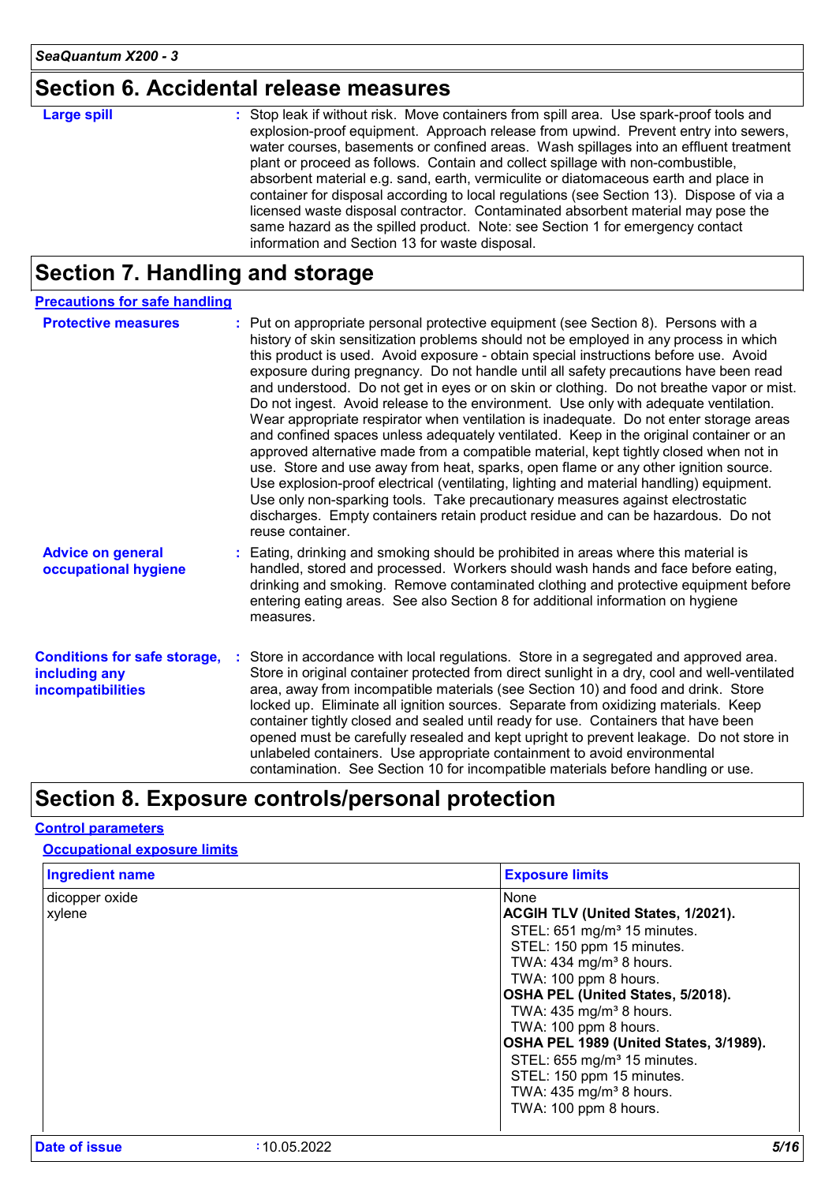## Section 6. Accidental release measures

**Large spill** : Stop leak if without risk. Move containers from spill area. Use spark-proof tools and explosion-proof equipment. Approach release from upwind. Prevent entry into sewers, water courses, basements or confined areas. Wash spillages into an effluent treatment plant or proceed as follows. Contain and collect spillage with non-combustible, absorbent material e.g. sand, earth, vermiculite or diatomaceous earth and place in container for disposal according to local regulations (see Section 13). Dispose of via a licensed waste disposal contractor. Contaminated absorbent material may pose the same hazard as the spilled product. Note: see Section 1 for emergency contact information and Section 13 for waste disposal.

## Section 7. Handling and storage

### Precautions for safe handling

**Protective measures** : Put on appropriate personal protective equipment (see Section 8). Persons with a history of skin sensitization problems should not be employed in any process in which this product is used. Avoid exposure - obtain special instructions before use. Avoid exposure during pregnancy. Do not handle until all safety precautions have been read and understood. Do not get in eyes or on skin or clothing. Do not breathe vapor or mist. Do not ingest. Avoid release to the environment. Use only with adequate ventilation. Wear appropriate respirator when ventilation is inadequate. Do not enter storage areas and confined spaces unless adequately ventilated. Keep in the original container or an approved alternative made from a compatible material, kept tightly closed when not in use. Store and use away from heat, sparks, open flame or any other ignition source. Use explosion-proof electrical (ventilating, lighting and material handling) equipment. Use only non-sparking tools. Take precautionary measures against electrostatic discharges. Empty containers retain product residue and can be hazardous. Do not reuse container.

**Advice on general occupational hygiene** : Eating, drinking and smoking should be prohibited in areas where this material is handled, stored and processed. Workers should wash hands and face before eating, drinking and smoking. Remove contaminated clothing and protective equipment before entering eating areas. See also Section 8 for additional information on hygiene measures.

**Conditions for safe storage, including any incompatibilities** : Store in accordance with local regulations. Store in a segregated and approved area. Store in original container protected from direct sunlight in a dry, cool and well-ventilated area, away from incompatible materials (see Section 10) and food and drink. Store locked up. Eliminate all ignition sources. Separate from oxidizing materials. Keep container tightly closed and sealed until ready for use. Containers that have been opened must be carefully resealed and kept upright to prevent leakage. Do not store in unlabeled containers. Use appropriate containment to avoid environmental contamination. See Section 10 for incompatible materials before handling or use.

## Section 8. Exposure controls/personal protection

### Control parameters

#### Occupational exposure limits

| Ingredient name | Exposure limits |
|---|---|
| dicopper oxide | None |
| xylene | **ACGIH TLV (United States, 1/2021).**<br>STEL: 651 mg/m³ 15 minutes.<br>STEL: 150 ppm 15 minutes.<br>TWA: 434 mg/m³ 8 hours.<br>TWA: 100 ppm 8 hours.<br>**OSHA PEL (United States, 5/2018).**<br>TWA: 435 mg/m³ 8 hours.<br>TWA: 100 ppm 8 hours.<br>**OSHA PEL 1989 (United States, 3/1989).**<br>STEL: 655 mg/m³ 15 minutes.<br>STEL: 150 ppm 15 minutes.<br>TWA: 435 mg/m³ 8 hours.<br>TWA: 100 ppm 8 hours. |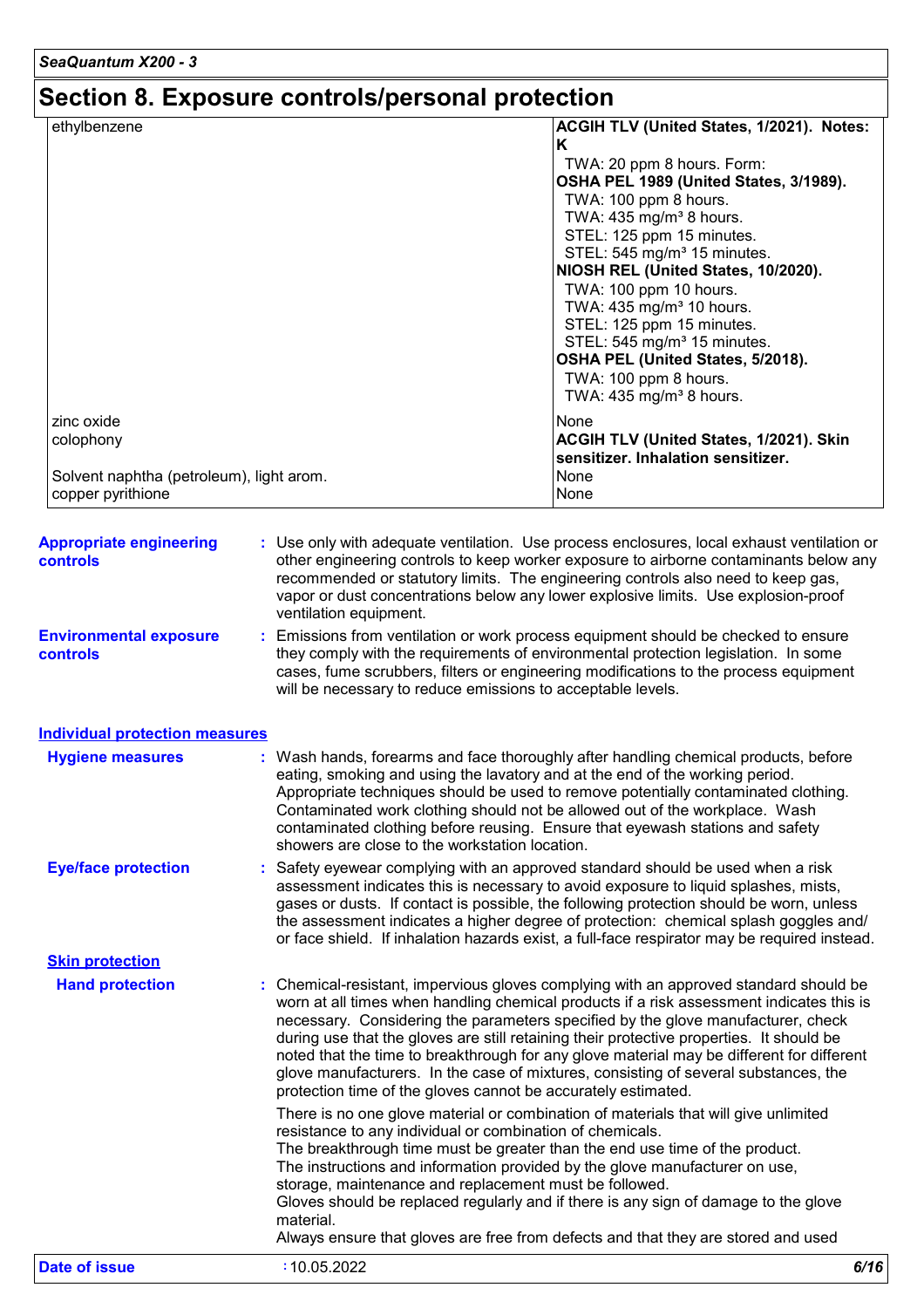## Section 8. Exposure controls/personal protection

| | |
|---|---|
| ethylbenzene | **ACGIH TLV (United States, 1/2021). Notes: K**<br>TWA: 20 ppm 8 hours. Form:<br>**OSHA PEL 1989 (United States, 3/1989).**<br>TWA: 100 ppm 8 hours.<br>TWA: 435 mg/m³ 8 hours.<br>STEL: 125 ppm 15 minutes.<br>STEL: 545 mg/m³ 15 minutes.<br>**NIOSH REL (United States, 10/2020).**<br>TWA: 100 ppm 10 hours.<br>TWA: 435 mg/m³ 10 hours.<br>STEL: 125 ppm 15 minutes.<br>STEL: 545 mg/m³ 15 minutes.<br>**OSHA PEL (United States, 5/2018).**<br>TWA: 100 ppm 8 hours.<br>TWA: 435 mg/m³ 8 hours. |
| zinc oxide | None |
| colophony | **ACGIH TLV (United States, 1/2021). Skin sensitizer. Inhalation sensitizer.** |
| Solvent naphtha (petroleum), light arom. | None |
| copper pyrithione | None |

**Appropriate engineering controls** : Use only with adequate ventilation. Use process enclosures, local exhaust ventilation or other engineering controls to keep worker exposure to airborne contaminants below any recommended or statutory limits. The engineering controls also need to keep gas, vapor or dust concentrations below any lower explosive limits. Use explosion-proof ventilation equipment.

**Environmental exposure controls** : Emissions from ventilation or work process equipment should be checked to ensure they comply with the requirements of environmental protection legislation. In some cases, fume scrubbers, filters or engineering modifications to the process equipment will be necessary to reduce emissions to acceptable levels.

### Individual protection measures

**Hygiene measures** : Wash hands, forearms and face thoroughly after handling chemical products, before eating, smoking and using the lavatory and at the end of the working period. Appropriate techniques should be used to remove potentially contaminated clothing. Contaminated work clothing should not be allowed out of the workplace. Wash contaminated clothing before reusing. Ensure that eyewash stations and safety showers are close to the workstation location.

**Eye/face protection** : Safety eyewear complying with an approved standard should be used when a risk assessment indicates this is necessary to avoid exposure to liquid splashes, mists, gases or dusts. If contact is possible, the following protection should be worn, unless the assessment indicates a higher degree of protection: chemical splash goggles and/ or face shield. If inhalation hazards exist, a full-face respirator may be required instead.

#### Skin protection

**Hand protection** : Chemical-resistant, impervious gloves complying with an approved standard should be worn at all times when handling chemical products if a risk assessment indicates this is necessary. Considering the parameters specified by the glove manufacturer, check during use that the gloves are still retaining their protective properties. It should be noted that the time to breakthrough for any glove material may be different for different glove manufacturers. In the case of mixtures, consisting of several substances, the protection time of the gloves cannot be accurately estimated.

There is no one glove material or combination of materials that will give unlimited resistance to any individual or combination of chemicals.
The breakthrough time must be greater than the end use time of the product.
The instructions and information provided by the glove manufacturer on use, storage, maintenance and replacement must be followed.
Gloves should be replaced regularly and if there is any sign of damage to the glove material.
Always ensure that gloves are free from defects and that they are stored and used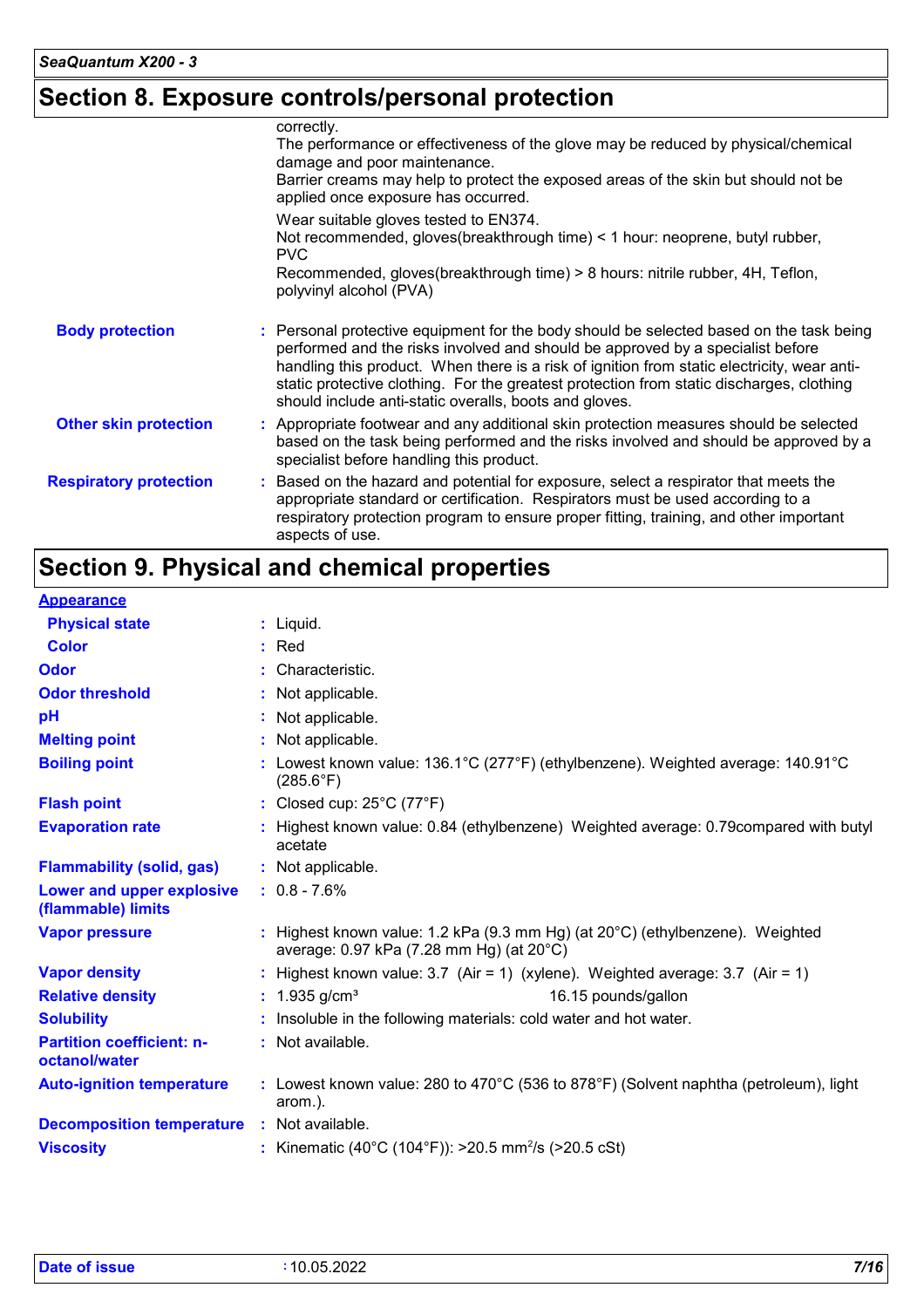## Section 8. Exposure controls/personal protection

correctly.
The performance or effectiveness of the glove may be reduced by physical/chemical damage and poor maintenance.
Barrier creams may help to protect the exposed areas of the skin but should not be applied once exposure has occurred.

Wear suitable gloves tested to EN374.
Not recommended, gloves(breakthrough time) < 1 hour: neoprene, butyl rubber, PVC
Recommended, gloves(breakthrough time) > 8 hours: nitrile rubber, 4H, Teflon, polyvinyl alcohol (PVA)

| | |
|---|---|
| **Body protection** | : Personal protective equipment for the body should be selected based on the task being performed and the risks involved and should be approved by a specialist before handling this product. When there is a risk of ignition from static electricity, wear anti-static protective clothing. For the greatest protection from static discharges, clothing should include anti-static overalls, boots and gloves. |
| **Other skin protection** | : Appropriate footwear and any additional skin protection measures should be selected based on the task being performed and the risks involved and should be approved by a specialist before handling this product. |
| **Respiratory protection** | : Based on the hazard and potential for exposure, select a respirator that meets the appropriate standard or certification. Respirators must be used according to a respiratory protection program to ensure proper fitting, training, and other important aspects of use. |

## Section 9. Physical and chemical properties

**Appearance**

| | |
|---|---|
| **Physical state** | : Liquid. |
| **Color** | : Red |
| **Odor** | : Characteristic. |
| **Odor threshold** | : Not applicable. |
| **pH** | : Not applicable. |
| **Melting point** | : Not applicable. |
| **Boiling point** | : Lowest known value: 136.1°C (277°F) (ethylbenzene). Weighted average: 140.91°C (285.6°F) |
| **Flash point** | : Closed cup: 25°C (77°F) |
| **Evaporation rate** | : Highest known value: 0.84 (ethylbenzene) Weighted average: 0.79compared with butyl acetate |
| **Flammability (solid, gas)** | : Not applicable. |
| **Lower and upper explosive (flammable) limits** | : 0.8 - 7.6% |
| **Vapor pressure** | : Highest known value: 1.2 kPa (9.3 mm Hg) (at 20°C) (ethylbenzene). Weighted average: 0.97 kPa (7.28 mm Hg) (at 20°C) |
| **Vapor density** | : Highest known value: 3.7 (Air = 1) (xylene). Weighted average: 3.7 (Air = 1) |
| **Relative density** | : 1.935 g/cm³ 16.15 pounds/gallon |
| **Solubility** | : Insoluble in the following materials: cold water and hot water. |
| **Partition coefficient: n-octanol/water** | : Not available. |
| **Auto-ignition temperature** | : Lowest known value: 280 to 470°C (536 to 878°F) (Solvent naphtha (petroleum), light arom.). |
| **Decomposition temperature** | : Not available. |
| **Viscosity** | : Kinematic (40°C (104°F)): >20.5 $mm^2/s$ (>20.5 cSt) |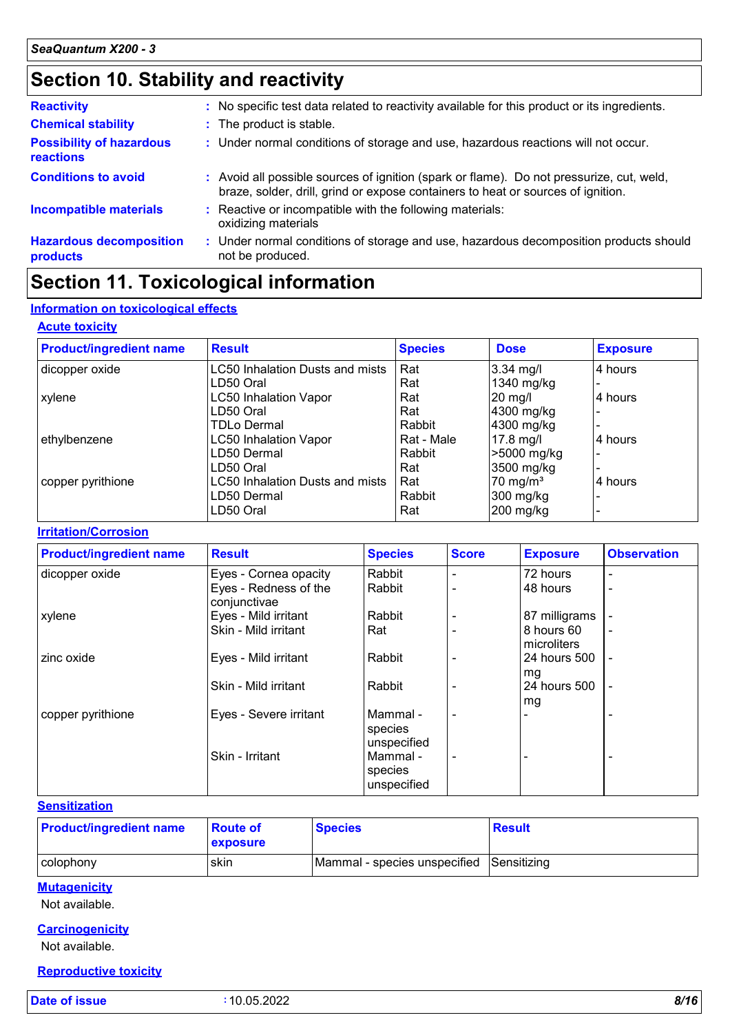## Section 10. Stability and reactivity

**Reactivity** : No specific test data related to reactivity available for this product or its ingredients.

**Chemical stability** : The product is stable.

**Possibility of hazardous reactions** : Under normal conditions of storage and use, hazardous reactions will not occur.

**Conditions to avoid** : Avoid all possible sources of ignition (spark or flame). Do not pressurize, cut, weld, braze, solder, drill, grind or expose containers to heat or sources of ignition.

**Incompatible materials** : Reactive or incompatible with the following materials: oxidizing materials

**Hazardous decomposition products** : Under normal conditions of storage and use, hazardous decomposition products should not be produced.

## Section 11. Toxicological information

### Information on toxicological effects

#### Acute toxicity

| Product/ingredient name | Result | Species | Dose | Exposure |
|---|---|---|---|---|
| dicopper oxide | LC50 Inhalation Dusts and mists | Rat | 3.34 mg/l | 4 hours |
| | LD50 Oral | Rat | 1340 mg/kg | - |
| xylene | LC50 Inhalation Vapor | Rat | 20 mg/l | 4 hours |
| | LD50 Oral | Rat | 4300 mg/kg | - |
| | TDLo Dermal | Rabbit | 4300 mg/kg | - |
| ethylbenzene | LC50 Inhalation Vapor | Rat - Male | 17.8 mg/l | 4 hours |
| | LD50 Dermal | Rabbit | >5000 mg/kg | - |
| | LD50 Oral | Rat | 3500 mg/kg | - |
| copper pyrithione | LC50 Inhalation Dusts and mists | Rat | 70 mg/m³ | 4 hours |
| | LD50 Dermal | Rabbit | 300 mg/kg | - |
| | LD50 Oral | Rat | 200 mg/kg | - |

#### Irritation/Corrosion

| Product/ingredient name | Result | Species | Score | Exposure | Observation |
|---|---|---|---|---|---|
| dicopper oxide | Eyes - Cornea opacity | Rabbit | - | 72 hours | - |
| | Eyes - Redness of the conjunctivae | Rabbit | - | 48 hours | - |
| xylene | Eyes - Mild irritant | Rabbit | - | 87 milligrams | - |
| | Skin - Mild irritant | Rat | - | 8 hours 60 microliters | - |
| zinc oxide | Eyes - Mild irritant | Rabbit | - | 24 hours 500 mg | - |
| | Skin - Mild irritant | Rabbit | - | 24 hours 500 mg | - |
| copper pyrithione | Eyes - Severe irritant | Mammal - species unspecified | - | - | - |
| | Skin - Irritant | Mammal - species unspecified | - | - | - |

#### Sensitization

| Product/ingredient name | Route of exposure | Species | Result |
|---|---|---|---|
| colophony | skin | Mammal - species unspecified | Sensitizing |

#### Mutagenicity

Not available.

#### Carcinogenicity

Not available.

#### Reproductive toxicity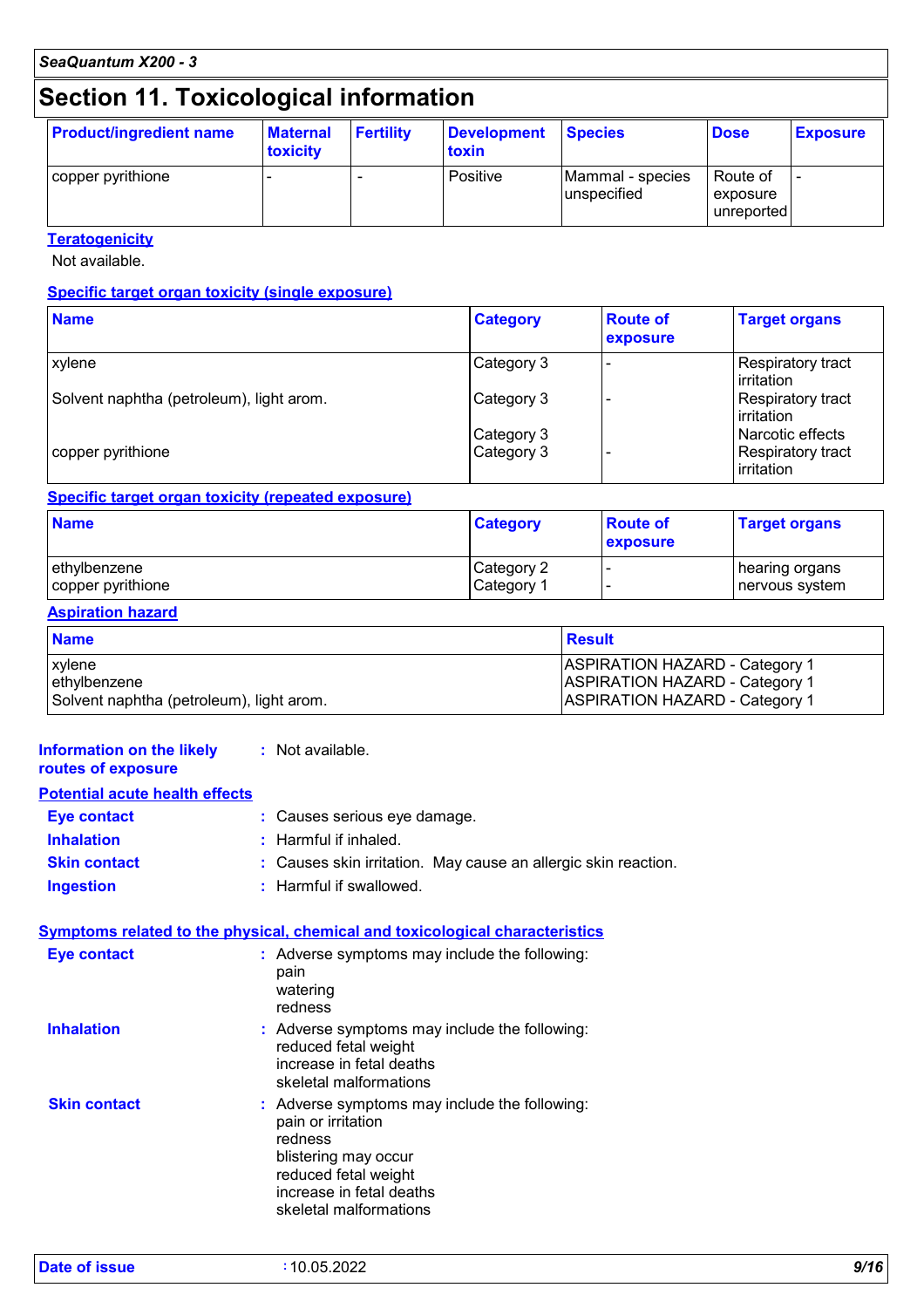# Section 11. Toxicological information

| Product/ingredient name | Maternal toxicity | Fertility | Development toxin | Species | Dose | Exposure |
|---|---|---|---|---|---|---|
| copper pyrithione | - | - | Positive | Mammal - species unspecified | Route of exposure unreported | - |

**Teratogenicity**

Not available.

**Specific target organ toxicity (single exposure)**

| Name | Category | Route of exposure | Target organs |
|---|---|---|---|
| xylene | Category 3 | - | Respiratory tract irritation |
| Solvent naphtha (petroleum), light arom. | Category 3 | - | Respiratory tract irritation |
| | Category 3 | | Narcotic effects |
| copper pyrithione | Category 3 | - | Respiratory tract irritation |

**Specific target organ toxicity (repeated exposure)**

| Name | Category | Route of exposure | Target organs |
|---|---|---|---|
| ethylbenzene | Category 2 | - | hearing organs |
| copper pyrithione | Category 1 | - | nervous system |

**Aspiration hazard**

| Name | Result |
|---|---|
| xylene | ASPIRATION HAZARD - Category 1 |
| ethylbenzene | ASPIRATION HAZARD - Category 1 |
| Solvent naphtha (petroleum), light arom. | ASPIRATION HAZARD - Category 1 |

**Information on the likely routes of exposure** : Not available.

**Potential acute health effects**

**Eye contact** : Causes serious eye damage.

**Inhalation** : Harmful if inhaled.

**Skin contact** : Causes skin irritation. May cause an allergic skin reaction.

**Ingestion** : Harmful if swallowed.

**Symptoms related to the physical, chemical and toxicological characteristics**

**Eye contact** : Adverse symptoms may include the following:
pain
watering
redness

**Inhalation** : Adverse symptoms may include the following:
reduced fetal weight
increase in fetal deaths
skeletal malformations

**Skin contact** : Adverse symptoms may include the following:
pain or irritation
redness
blistering may occur
reduced fetal weight
increase in fetal deaths
skeletal malformations

**Date of issue** : 10.05.2022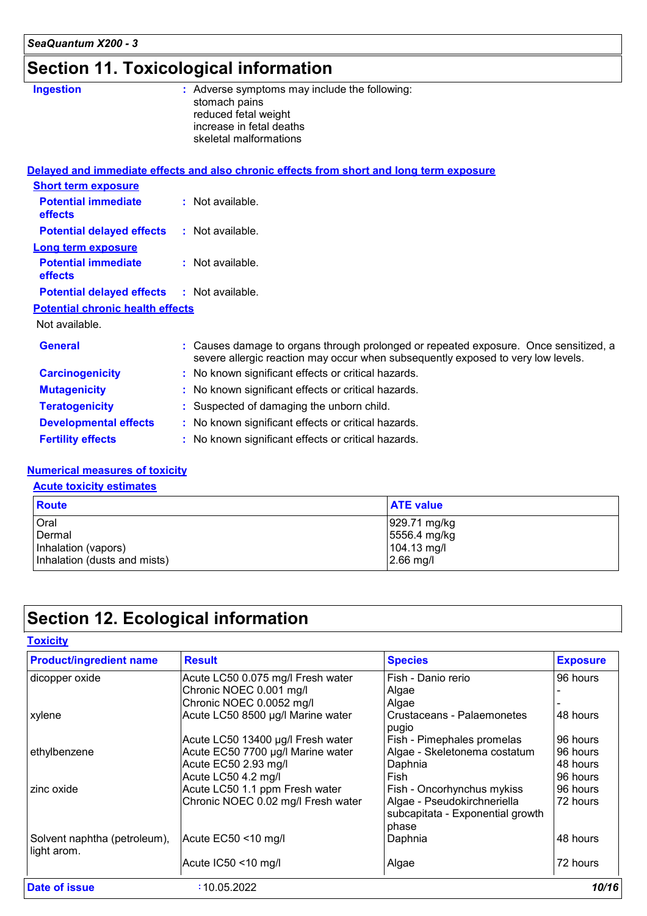## Section 11. Toxicological information

**Ingestion** : Adverse symptoms may include the following:
stomach pains
reduced fetal weight
increase in fetal deaths
skeletal malformations

### Delayed and immediate effects and also chronic effects from short and long term exposure

**Short term exposure**

**Potential immediate effects** : Not available.

**Potential delayed effects** : Not available.

**Long term exposure**

**Potential immediate effects** : Not available.

**Potential delayed effects** : Not available.

**Potential chronic health effects**

Not available.

**General** : Causes damage to organs through prolonged or repeated exposure. Once sensitized, a severe allergic reaction may occur when subsequently exposed to very low levels.

**Carcinogenicity** : No known significant effects or critical hazards.

**Mutagenicity** : No known significant effects or critical hazards.

**Teratogenicity** : Suspected of damaging the unborn child.

**Developmental effects** : No known significant effects or critical hazards.

**Fertility effects** : No known significant effects or critical hazards.

### Numerical measures of toxicity

**Acute toxicity estimates**

| Route | ATE value |
|---|---|
| Oral | 929.71 mg/kg |
| Dermal | 5556.4 mg/kg |
| Inhalation (vapors) | 104.13 mg/l |
| Inhalation (dusts and mists) | 2.66 mg/l |

## Section 12. Ecological information

### Toxicity

| Product/ingredient name | Result | Species | Exposure |
|---|---|---|---|
| dicopper oxide | Acute LC50 0.075 mg/l Fresh water | Fish - Danio rerio | 96 hours |
| | Chronic NOEC 0.001 mg/l | Algae | - |
| | Chronic NOEC 0.0052 mg/l | Algae | - |
| xylene | Acute LC50 8500 µg/l Marine water | Crustaceans - Palaemonetes pugio | 48 hours |
| | Acute LC50 13400 µg/l Fresh water | Fish - Pimephales promelas | 96 hours |
| ethylbenzene | Acute EC50 7700 µg/l Marine water | Algae - Skeletonema costatum | 96 hours |
| | Acute EC50 2.93 mg/l | Daphnia | 48 hours |
| | Acute LC50 4.2 mg/l | Fish | 96 hours |
| zinc oxide | Acute LC50 1.1 ppm Fresh water | Fish - Oncorhynchus mykiss | 96 hours |
| | Chronic NOEC 0.02 mg/l Fresh water | Algae - Pseudokirchneriella subcapitata - Exponential growth phase | 72 hours |
| Solvent naphtha (petroleum), light arom. | Acute EC50 <10 mg/l | Daphnia | 48 hours |
| | Acute IC50 <10 mg/l | Algae | 72 hours |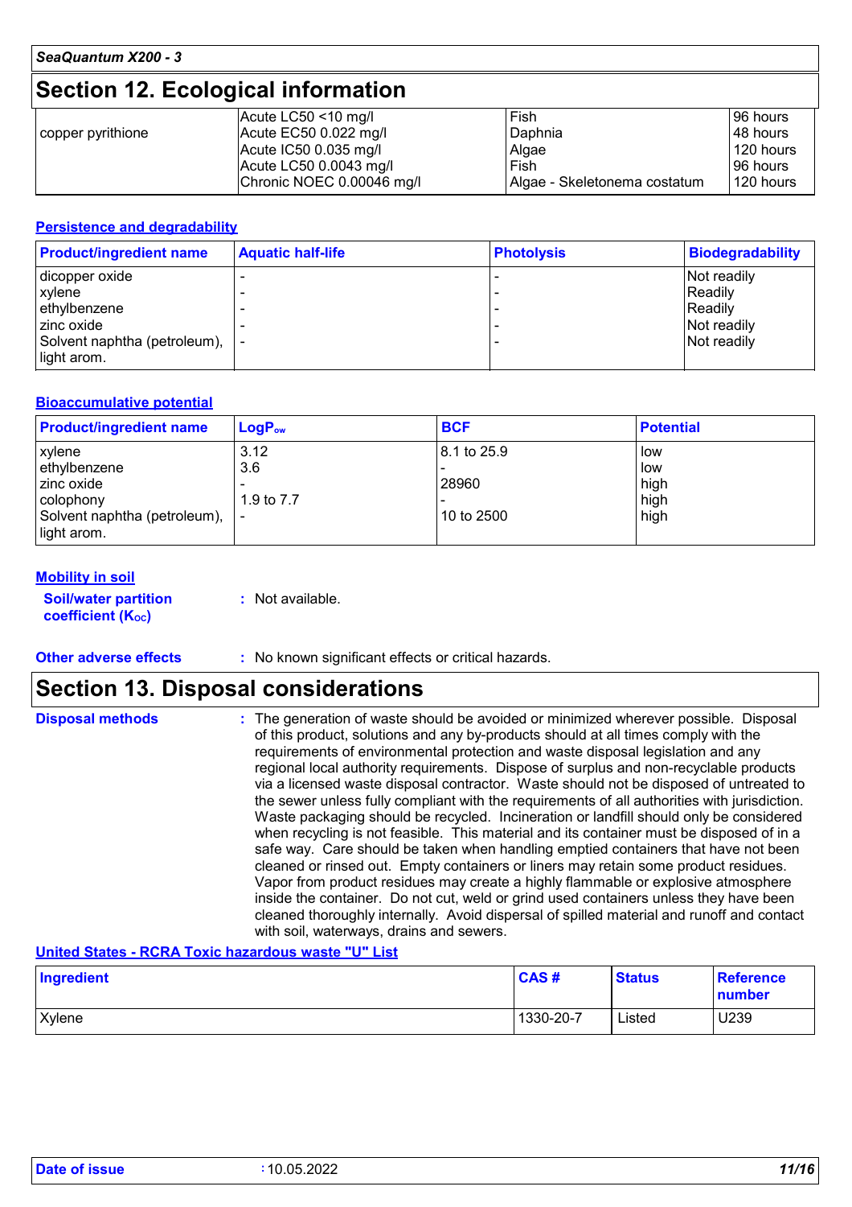## Section 12. Ecological information

| | | | |
|---|---|---|---|
| copper pyrithione | Acute LC50 <10 mg/l<br>Acute EC50 0.022 mg/l<br>Acute IC50 0.035 mg/l<br>Acute LC50 0.0043 mg/l<br>Chronic NOEC 0.00046 mg/l | Fish<br>Daphnia<br>Algae<br>Fish<br>Algae - Skeletonema costatum | 96 hours<br>48 hours<br>120 hours<br>96 hours<br>120 hours |

### Persistence and degradability

| Product/ingredient name | Aquatic half-life | Photolysis | Biodegradability |
|---|---|---|---|
| dicopper oxide | - | - | Not readily |
| xylene | - | - | Readily |
| ethylbenzene | - | - | Readily |
| zinc oxide | - | - | Not readily |
| Solvent naphtha (petroleum), light arom. | - | - | Not readily |

### Bioaccumulative potential

| Product/ingredient name | $LogP_{ow}$ | BCF | Potential |
|---|---|---|---|
| xylene | 3.12 | 8.1 to 25.9 | low |
| ethylbenzene | 3.6 | - | low |
| zinc oxide | - | 28960 | high |
| colophony | 1.9 to 7.7 | - | high |
| Solvent naphtha (petroleum), light arom. | - | 10 to 2500 | high |

### Mobility in soil

**Soil/water partition coefficient ($K_{OC}$)** : Not available.

**Other adverse effects** : No known significant effects or critical hazards.

## Section 13. Disposal considerations

**Disposal methods** : The generation of waste should be avoided or minimized wherever possible. Disposal of this product, solutions and any by-products should at all times comply with the requirements of environmental protection and waste disposal legislation and any regional local authority requirements. Dispose of surplus and non-recyclable products via a licensed waste disposal contractor. Waste should not be disposed of untreated to the sewer unless fully compliant with the requirements of all authorities with jurisdiction. Waste packaging should be recycled. Incineration or landfill should only be considered when recycling is not feasible. This material and its container must be disposed of in a safe way. Care should be taken when handling emptied containers that have not been cleaned or rinsed out. Empty containers or liners may retain some product residues. Vapor from product residues may create a highly flammable or explosive atmosphere inside the container. Do not cut, weld or grind used containers unless they have been cleaned thoroughly internally. Avoid dispersal of spilled material and runoff and contact with soil, waterways, drains and sewers.

### United States - RCRA Toxic hazardous waste "U" List

| Ingredient | CAS # | Status | Reference number |
|---|---|---|---|
| Xylene | 1330-20-7 | Listed | U239 |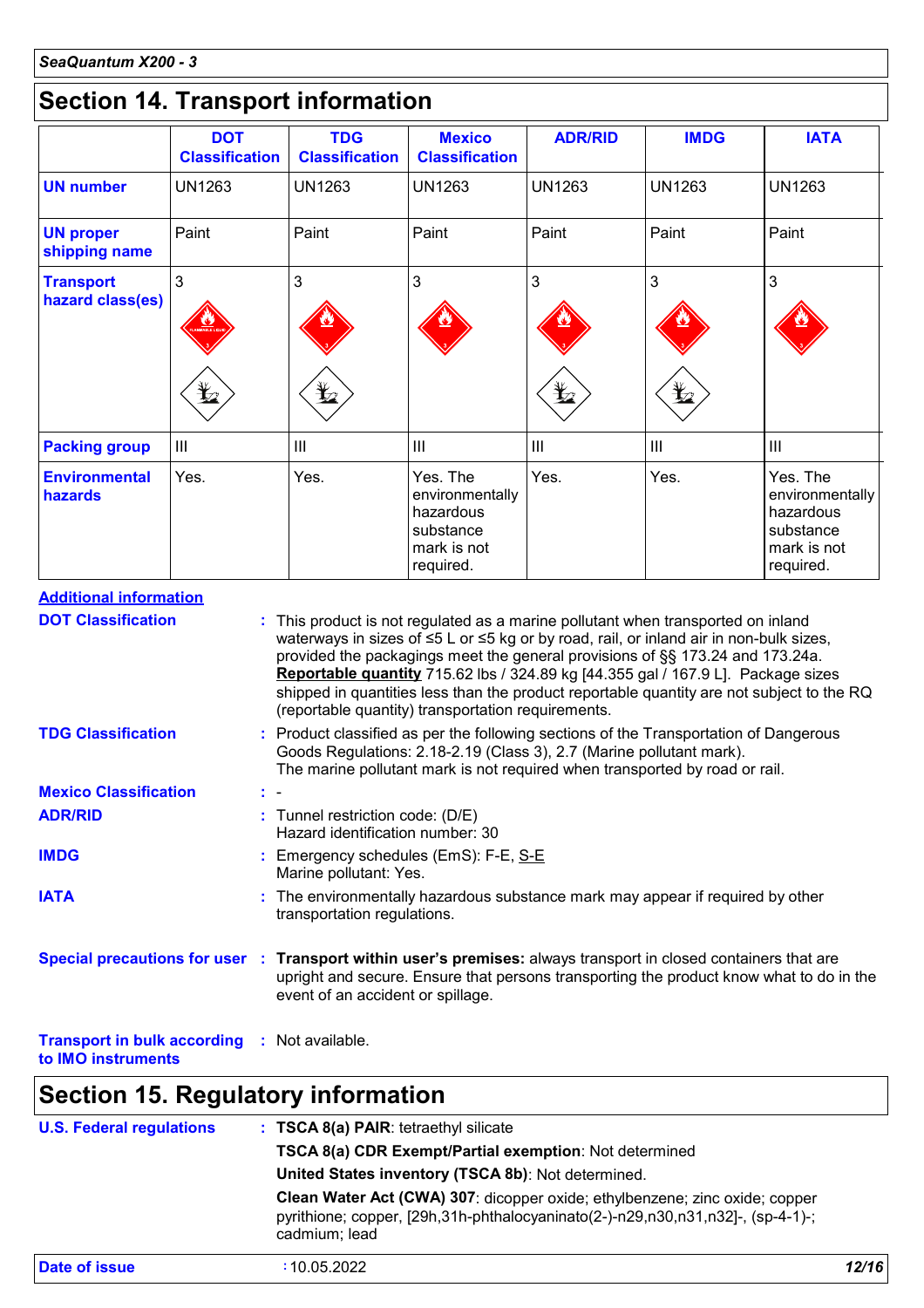## Section 14. Transport information

| | DOT Classification | TDG Classification | Mexico Classification | ADR/RID | IMDG | IATA |
|---|---|---|---|---|---|---|
| **UN number** | UN1263 | UN1263 | UN1263 | UN1263 | UN1263 | UN1263 |
| **UN proper shipping name** | Paint | Paint | Paint | Paint | Paint | Paint |
| **Transport hazard class(es)** | 3 | 3 | 3 | 3 | 3 | 3 |
| **Packing group** | III | III | III | III | III | III |
| **Environmental hazards** | Yes. | Yes. | Yes. The environmentally hazardous substance mark is not required. | Yes. | Yes. | Yes. The environmentally hazardous substance mark is not required. |

**Additional information**

**DOT Classification** : This product is not regulated as a marine pollutant when transported on inland waterways in sizes of ≤5 L or ≤5 kg or by road, rail, or inland air in non-bulk sizes, provided the packagings meet the general provisions of §§ 173.24 and 173.24a.
**Reportable quantity** 715.62 lbs / 324.89 kg [44.355 gal / 167.9 L]. Package sizes shipped in quantities less than the product reportable quantity are not subject to the RQ (reportable quantity) transportation requirements.

**TDG Classification** : Product classified as per the following sections of the Transportation of Dangerous Goods Regulations: 2.18-2.19 (Class 3), 2.7 (Marine pollutant mark).
The marine pollutant mark is not required when transported by road or rail.

**Mexico Classification** : -

**ADR/RID** : Tunnel restriction code: (D/E)
Hazard identification number: 30

**IMDG** : Emergency schedules (EmS): F-E, S-E
Marine pollutant: Yes.

**IATA** : The environmentally hazardous substance mark may appear if required by other transportation regulations.

**Special precautions for user** : **Transport within user's premises:** always transport in closed containers that are upright and secure. Ensure that persons transporting the product know what to do in the event of an accident or spillage.

**Transport in bulk according to IMO instruments** : Not available.

## Section 15. Regulatory information

**U.S. Federal regulations** : **TSCA 8(a) PAIR**: tetraethyl silicate

**TSCA 8(a) CDR Exempt/Partial exemption**: Not determined

**United States inventory (TSCA 8b)**: Not determined.

**Clean Water Act (CWA) 307**: dicopper oxide; ethylbenzene; zinc oxide; copper pyrithione; copper, [29h,31h-phthalocyaninato(2-)-n29,n30,n31,n32]-, (sp-4-1)-; cadmium; lead

**Date of issue** : 10.05.2022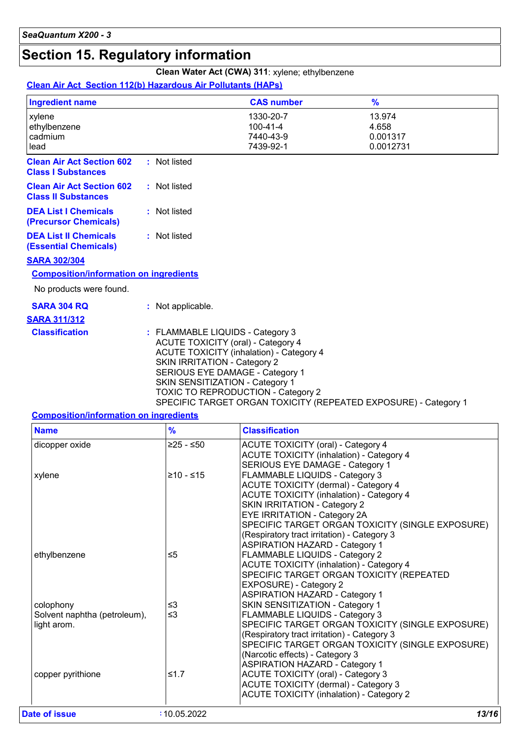# Section 15. Regulatory information

**Clean Water Act (CWA) 311**: xylene; ethylbenzene

**Clean Air Act Section 112(b) Hazardous Air Pollutants (HAPs)**

| Ingredient name | CAS number | % |
|---|---|---|
| xylene | 1330-20-7 | 13.974 |
| ethylbenzene | 100-41-4 | 4.658 |
| cadmium | 7440-43-9 | 0.001317 |
| lead | 7439-92-1 | 0.0012731 |

**Clean Air Act Section 602 Class I Substances** : Not listed

**Clean Air Act Section 602 Class II Substances** : Not listed

**DEA List I Chemicals (Precursor Chemicals)** : Not listed

**DEA List II Chemicals (Essential Chemicals)** : Not listed

**SARA 302/304**

**Composition/information on ingredients**

No products were found.

**SARA 304 RQ** : Not applicable.

**SARA 311/312**

**Classification** : FLAMMABLE LIQUIDS - Category 3
ACUTE TOXICITY (oral) - Category 4
ACUTE TOXICITY (inhalation) - Category 4
SKIN IRRITATION - Category 2
SERIOUS EYE DAMAGE - Category 1
SKIN SENSITIZATION - Category 1
TOXIC TO REPRODUCTION - Category 2
SPECIFIC TARGET ORGAN TOXICITY (REPEATED EXPOSURE) - Category 1

**Composition/information on ingredients**

| Name | % | Classification |
|---|---|---|
| dicopper oxide | ≥25 - ≤50 | ACUTE TOXICITY (oral) - Category 4<br>ACUTE TOXICITY (inhalation) - Category 4<br>SERIOUS EYE DAMAGE - Category 1 |
| xylene | ≥10 - ≤15 | FLAMMABLE LIQUIDS - Category 3<br>ACUTE TOXICITY (dermal) - Category 4<br>ACUTE TOXICITY (inhalation) - Category 4<br>SKIN IRRITATION - Category 2<br>EYE IRRITATION - Category 2A<br>SPECIFIC TARGET ORGAN TOXICITY (SINGLE EXPOSURE) (Respiratory tract irritation) - Category 3<br>ASPIRATION HAZARD - Category 1 |
| ethylbenzene | ≤5 | FLAMMABLE LIQUIDS - Category 2<br>ACUTE TOXICITY (inhalation) - Category 4<br>SPECIFIC TARGET ORGAN TOXICITY (REPEATED EXPOSURE) - Category 2<br>ASPIRATION HAZARD - Category 1 |
| colophony | ≤3 | SKIN SENSITIZATION - Category 1 |
| Solvent naphtha (petroleum), light arom. | ≤3 | FLAMMABLE LIQUIDS - Category 3<br>SPECIFIC TARGET ORGAN TOXICITY (SINGLE EXPOSURE) (Respiratory tract irritation) - Category 3<br>SPECIFIC TARGET ORGAN TOXICITY (SINGLE EXPOSURE) (Narcotic effects) - Category 3<br>ASPIRATION HAZARD - Category 1 |
| copper pyrithione | ≤1.7 | ACUTE TOXICITY (oral) - Category 3<br>ACUTE TOXICITY (dermal) - Category 3<br>ACUTE TOXICITY (inhalation) - Category 2 |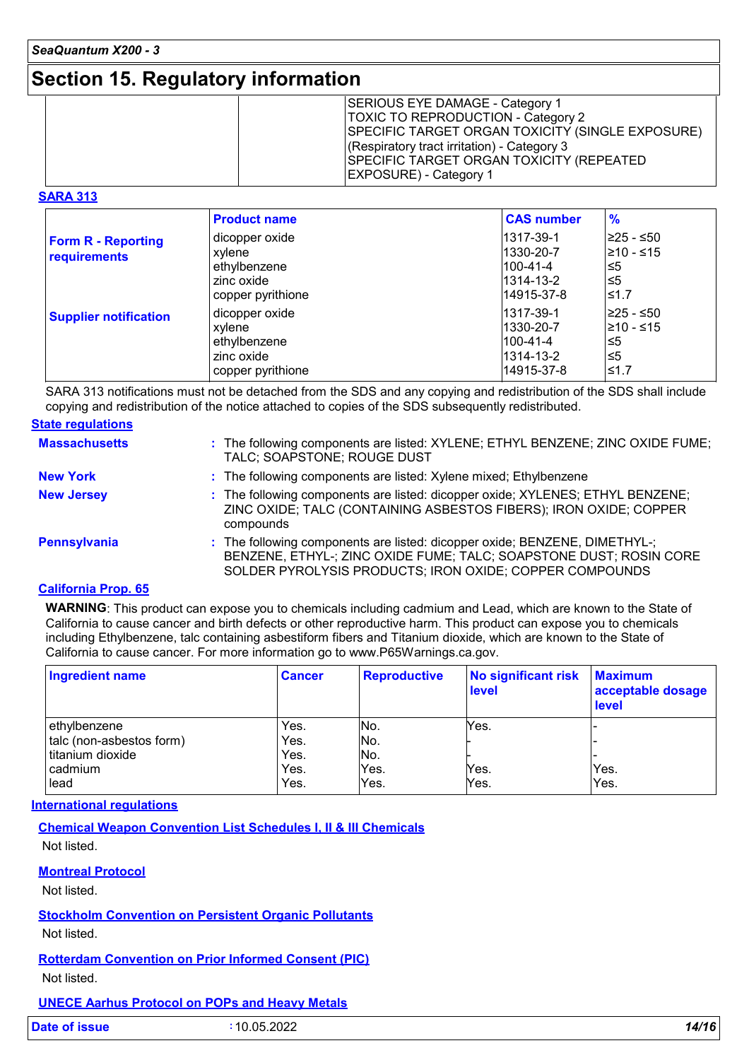## Section 15. Regulatory information

| | | |
|---|---|---|
| | | SERIOUS EYE DAMAGE - Category 1<br>TOXIC TO REPRODUCTION - Category 2<br>SPECIFIC TARGET ORGAN TOXICITY (SINGLE EXPOSURE) (Respiratory tract irritation) - Category 3<br>SPECIFIC TARGET ORGAN TOXICITY (REPEATED EXPOSURE) - Category 1 |

**SARA 313**

| | Product name | CAS number | % |
|---|---|---|---|
| **Form R - Reporting requirements** | dicopper oxide<br>xylene<br>ethylbenzene<br>zinc oxide<br>copper pyrithione | 1317-39-1<br>1330-20-7<br>100-41-4<br>1314-13-2<br>14915-37-8 | ≥25 - ≤50<br>≥10 - ≤15<br>≤5<br>≤5<br>≤1.7 |
| **Supplier notification** | dicopper oxide<br>xylene<br>ethylbenzene<br>zinc oxide<br>copper pyrithione | 1317-39-1<br>1330-20-7<br>100-41-4<br>1314-13-2<br>14915-37-8 | ≥25 - ≤50<br>≥10 - ≤15<br>≤5<br>≤5<br>≤1.7 |

SARA 313 notifications must not be detached from the SDS and any copying and redistribution of the SDS shall include copying and redistribution of the notice attached to copies of the SDS subsequently redistributed.

**State regulations**

**Massachusetts** : The following components are listed: XYLENE; ETHYL BENZENE; ZINC OXIDE FUME; TALC; SOAPSTONE; ROUGE DUST

**New York** : The following components are listed: Xylene mixed; Ethylbenzene

**New Jersey** : The following components are listed: dicopper oxide; XYLENES; ETHYL BENZENE; ZINC OXIDE; TALC (CONTAINING ASBESTOS FIBERS); IRON OXIDE; COPPER compounds

**Pennsylvania** : The following components are listed: dicopper oxide; BENZENE, DIMETHYL-; BENZENE, ETHYL-; ZINC OXIDE FUME; TALC; SOAPSTONE DUST; ROSIN CORE SOLDER PYROLYSIS PRODUCTS; IRON OXIDE; COPPER COMPOUNDS

**California Prop. 65**

**WARNING**: This product can expose you to chemicals including cadmium and Lead, which are known to the State of California to cause cancer and birth defects or other reproductive harm. This product can expose you to chemicals including Ethylbenzene, talc containing asbestiform fibers and Titanium dioxide, which are known to the State of California to cause cancer. For more information go to www.P65Warnings.ca.gov.

| Ingredient name | Cancer | Reproductive | No significant risk level | Maximum acceptable dosage level |
|---|---|---|---|---|
| ethylbenzene | Yes. | No. | Yes. | - |
| talc (non-asbestos form) | Yes. | No. | - | - |
| titanium dioxide | Yes. | No. | - | - |
| cadmium | Yes. | Yes. | Yes. | Yes. |
| lead | Yes. | Yes. | Yes. | Yes. |

**International regulations**

**Chemical Weapon Convention List Schedules I, II & III Chemicals**

Not listed.

**Montreal Protocol**

Not listed.

**Stockholm Convention on Persistent Organic Pollutants**

Not listed.

**Rotterdam Convention on Prior Informed Consent (PIC)**

Not listed.

**UNECE Aarhus Protocol on POPs and Heavy Metals**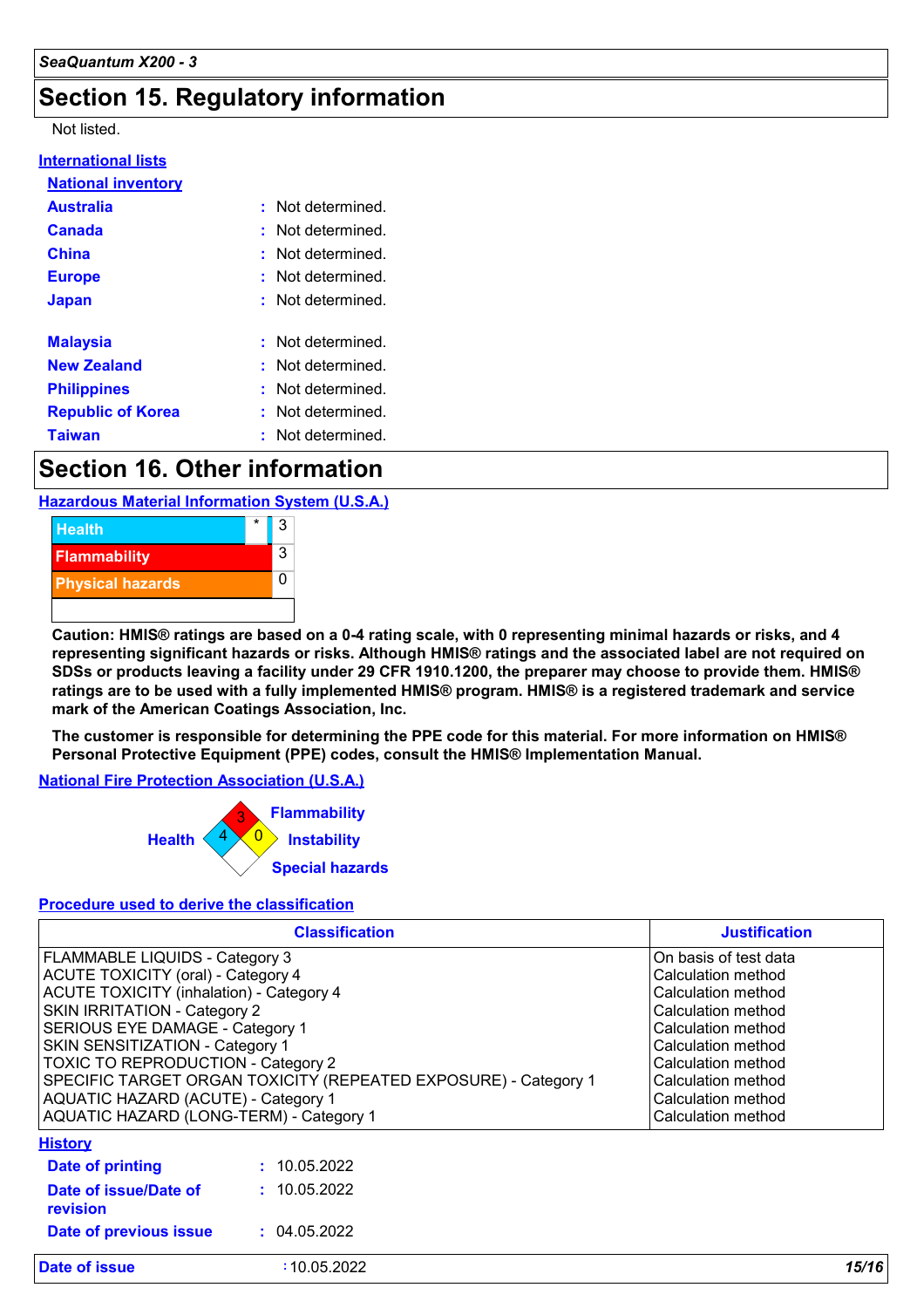## Section 15. Regulatory information

Not listed.

**International lists**

**National inventory**

| | | |
|---|---|---|
| **Australia** | : | Not determined. |
| **Canada** | : | Not determined. |
| **China** | : | Not determined. |
| **Europe** | : | Not determined. |
| **Japan** | : | Not determined. |
| **Malaysia** | : | Not determined. |
| **New Zealand** | : | Not determined. |
| **Philippines** | : | Not determined. |
| **Republic of Korea** | : | Not determined. |
| **Taiwan** | : | Not determined. |

## Section 16. Other information

**Hazardous Material Information System (U.S.A.)**

| | | |
|---|---|---|
| Health | * | 3 |
| Flammability | | 3 |
| Physical hazards | | 0 |

**Caution: HMIS® ratings are based on a 0-4 rating scale, with 0 representing minimal hazards or risks, and 4 representing significant hazards or risks. Although HMIS® ratings and the associated label are not required on SDSs or products leaving a facility under 29 CFR 1910.1200, the preparer may choose to provide them. HMIS® ratings are to be used with a fully implemented HMIS® program. HMIS® is a registered trademark and service mark of the American Coatings Association, Inc.**

**The customer is responsible for determining the PPE code for this material. For more information on HMIS® Personal Protective Equipment (PPE) codes, consult the HMIS® Implementation Manual.**

**National Fire Protection Association (U.S.A.)**

Flammability: 3
Health: 4
Instability: 0
Special hazards

**Procedure used to derive the classification**

| Classification | Justification |
|---|---|
| FLAMMABLE LIQUIDS - Category 3 | On basis of test data |
| ACUTE TOXICITY (oral) - Category 4 | Calculation method |
| ACUTE TOXICITY (inhalation) - Category 4 | Calculation method |
| SKIN IRRITATION - Category 2 | Calculation method |
| SERIOUS EYE DAMAGE - Category 1 | Calculation method |
| SKIN SENSITIZATION - Category 1 | Calculation method |
| TOXIC TO REPRODUCTION - Category 2 | Calculation method |
| SPECIFIC TARGET ORGAN TOXICITY (REPEATED EXPOSURE) - Category 1 | Calculation method |
| AQUATIC HAZARD (ACUTE) - Category 1 | Calculation method |
| AQUATIC HAZARD (LONG-TERM) - Category 1 | Calculation method |

**History**

| | | |
|---|---|---|
| **Date of printing** | : | 10.05.2022 |
| **Date of issue/Date of revision** | : | 10.05.2022 |
| **Date of previous issue** | : | 04.05.2022 |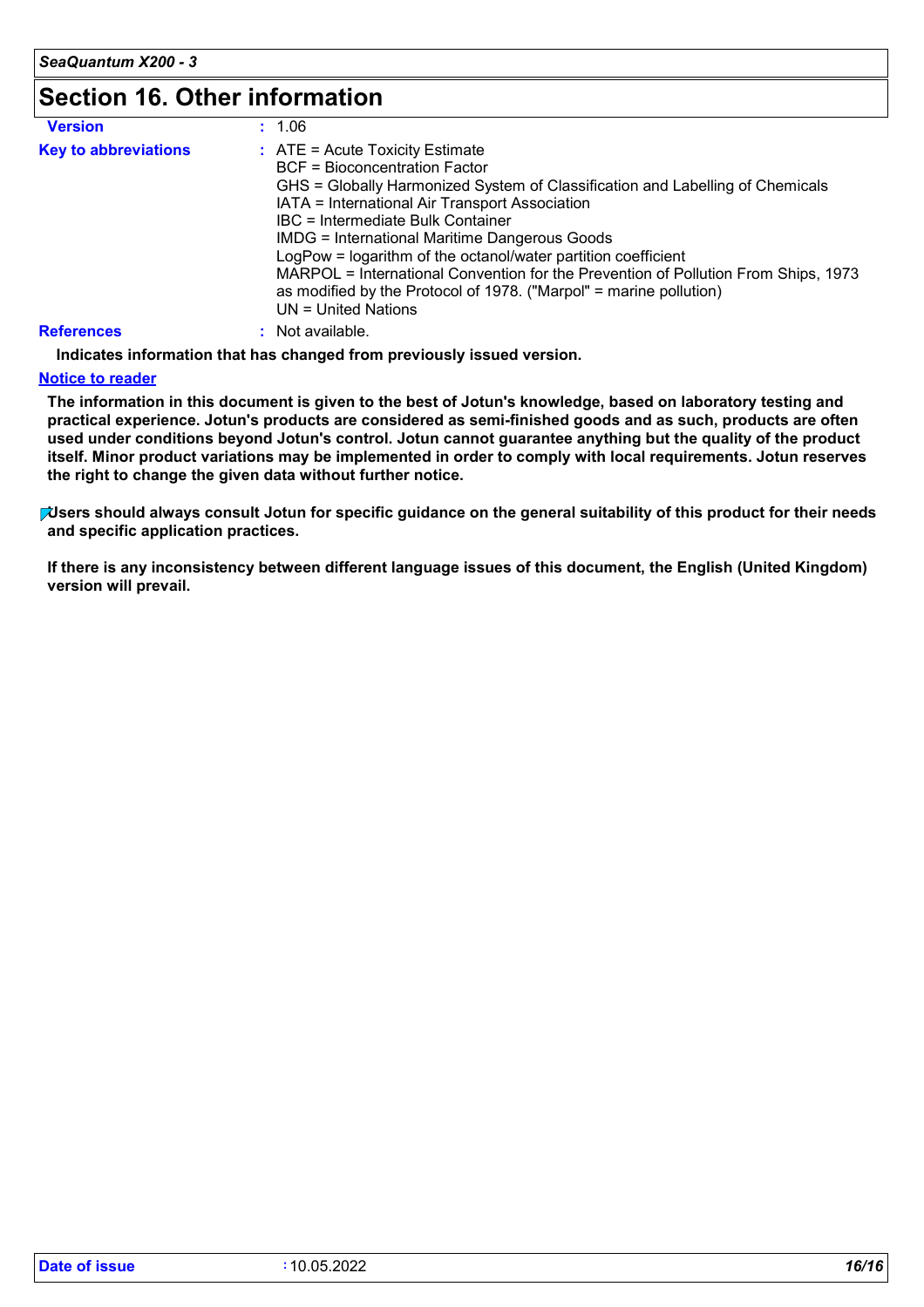## Section 16. Other information

**Version** : 1.06

**Key to abbreviations** : ATE = Acute Toxicity Estimate
BCF = Bioconcentration Factor
GHS = Globally Harmonized System of Classification and Labelling of Chemicals
IATA = International Air Transport Association
IBC = Intermediate Bulk Container
IMDG = International Maritime Dangerous Goods
LogPow = logarithm of the octanol/water partition coefficient
MARPOL = International Convention for the Prevention of Pollution From Ships, 1973 as modified by the Protocol of 1978. ("Marpol" = marine pollution)
UN = United Nations

**References** : Not available.

**Indicates information that has changed from previously issued version.**

**Notice to reader**

**The information in this document is given to the best of Jotun's knowledge, based on laboratory testing and practical experience. Jotun's products are considered as semi-finished goods and as such, products are often used under conditions beyond Jotun's control. Jotun cannot guarantee anything but the quality of the product itself. Minor product variations may be implemented in order to comply with local requirements. Jotun reserves the right to change the given data without further notice.**

**Users should always consult Jotun for specific guidance on the general suitability of this product for their needs and specific application practices.**

**If there is any inconsistency between different language issues of this document, the English (United Kingdom) version will prevail.**